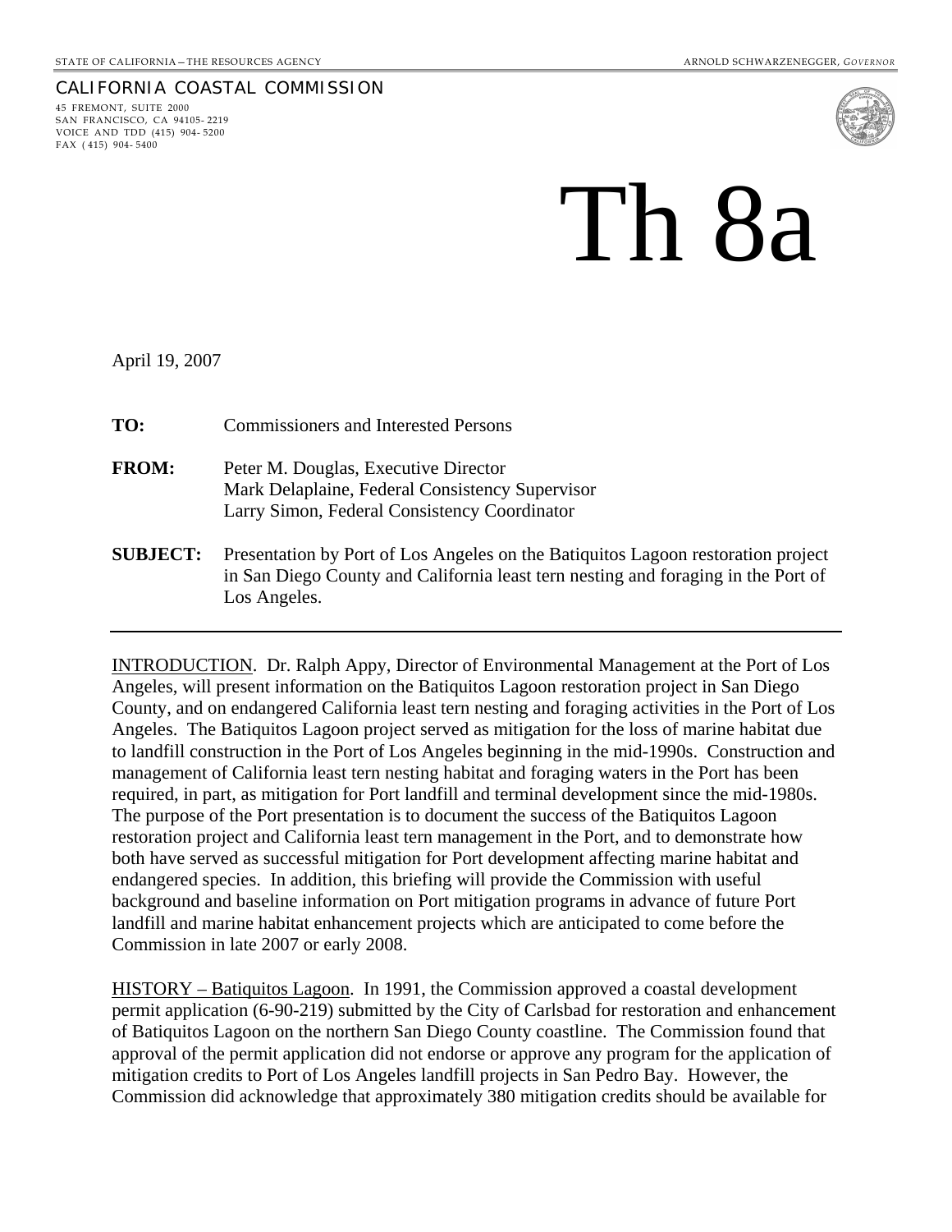STATE OF CALIFORNIA – THE RESOURCES AGENCY

ARNOLD SCHWARZENEGGER, *GOVERNOR*

CALIFORNIA COASTAL COMMISSION

45 FREMONT, SUITE 2000
SAN FRANCISCO, CA 94105-2219
VOICE AND TDD (415) 904-5200
FAX (415) 904-5400

# Th 8a

April 19, 2007

**TO:** Commissioners and Interested Persons

**FROM:** Peter M. Douglas, Executive Director
Mark Delaplaine, Federal Consistency Supervisor
Larry Simon, Federal Consistency Coordinator

**SUBJECT:** Presentation by Port of Los Angeles on the Batiquitos Lagoon restoration project in San Diego County and California least tern nesting and foraging in the Port of Los Angeles.

---

INTRODUCTION. Dr. Ralph Appy, Director of Environmental Management at the Port of Los Angeles, will present information on the Batiquitos Lagoon restoration project in San Diego County, and on endangered California least tern nesting and foraging activities in the Port of Los Angeles. The Batiquitos Lagoon project served as mitigation for the loss of marine habitat due to landfill construction in the Port of Los Angeles beginning in the mid-1990s. Construction and management of California least tern nesting habitat and foraging waters in the Port has been required, in part, as mitigation for Port landfill and terminal development since the mid-1980s. The purpose of the Port presentation is to document the success of the Batiquitos Lagoon restoration project and California least tern management in the Port, and to demonstrate how both have served as successful mitigation for Port development affecting marine habitat and endangered species. In addition, this briefing will provide the Commission with useful background and baseline information on Port mitigation programs in advance of future Port landfill and marine habitat enhancement projects which are anticipated to come before the Commission in late 2007 or early 2008.

HISTORY – Batiquitos Lagoon. In 1991, the Commission approved a coastal development permit application (6-90-219) submitted by the City of Carlsbad for restoration and enhancement of Batiquitos Lagoon on the northern San Diego County coastline. The Commission found that approval of the permit application did not endorse or approve any program for the application of mitigation credits to Port of Los Angeles landfill projects in San Pedro Bay. However, the Commission did acknowledge that approximately 380 mitigation credits should be available for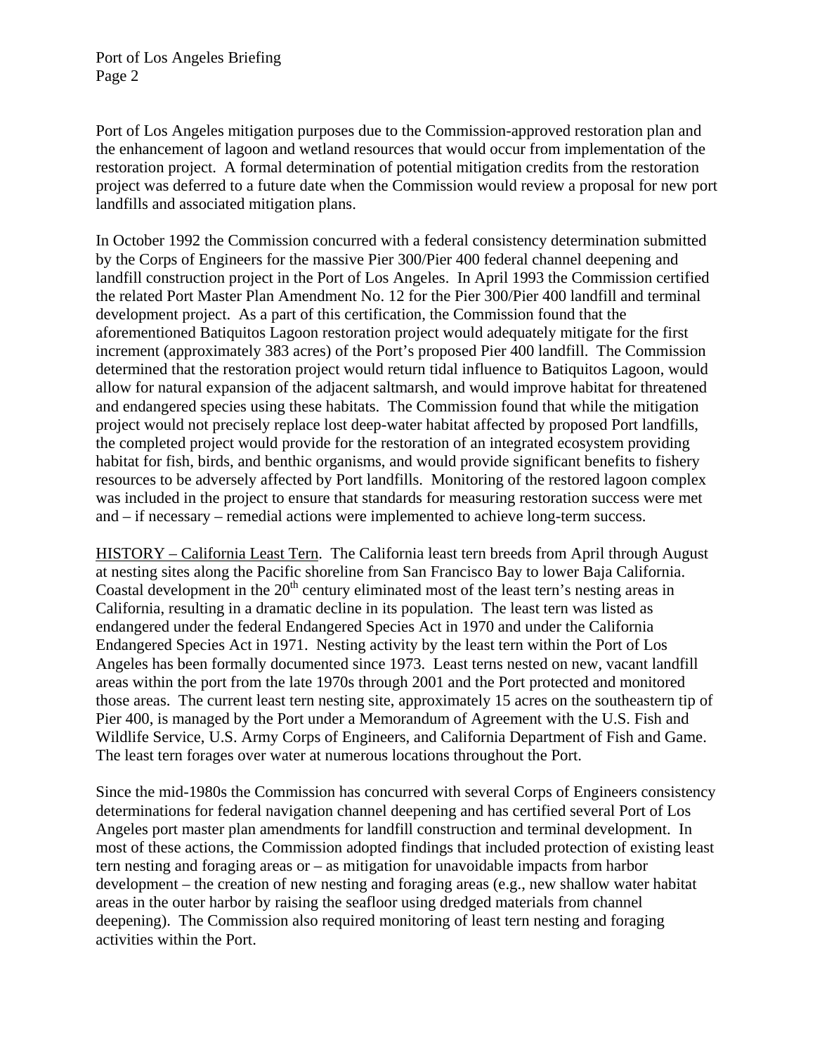Port of Los Angeles mitigation purposes due to the Commission-approved restoration plan and the enhancement of lagoon and wetland resources that would occur from implementation of the restoration project. A formal determination of potential mitigation credits from the restoration project was deferred to a future date when the Commission would review a proposal for new port landfills and associated mitigation plans.

In October 1992 the Commission concurred with a federal consistency determination submitted by the Corps of Engineers for the massive Pier 300/Pier 400 federal channel deepening and landfill construction project in the Port of Los Angeles. In April 1993 the Commission certified the related Port Master Plan Amendment No. 12 for the Pier 300/Pier 400 landfill and terminal development project. As a part of this certification, the Commission found that the aforementioned Batiquitos Lagoon restoration project would adequately mitigate for the first increment (approximately 383 acres) of the Port's proposed Pier 400 landfill. The Commission determined that the restoration project would return tidal influence to Batiquitos Lagoon, would allow for natural expansion of the adjacent saltmarsh, and would improve habitat for threatened and endangered species using these habitats. The Commission found that while the mitigation project would not precisely replace lost deep-water habitat affected by proposed Port landfills, the completed project would provide for the restoration of an integrated ecosystem providing habitat for fish, birds, and benthic organisms, and would provide significant benefits to fishery resources to be adversely affected by Port landfills. Monitoring of the restored lagoon complex was included in the project to ensure that standards for measuring restoration success were met and – if necessary – remedial actions were implemented to achieve long-term success.

<u>HISTORY – California Least Tern</u>. The California least tern breeds from April through August at nesting sites along the Pacific shoreline from San Francisco Bay to lower Baja California. Coastal development in the 20th century eliminated most of the least tern's nesting areas in California, resulting in a dramatic decline in its population. The least tern was listed as endangered under the federal Endangered Species Act in 1970 and under the California Endangered Species Act in 1971. Nesting activity by the least tern within the Port of Los Angeles has been formally documented since 1973. Least terns nested on new, vacant landfill areas within the port from the late 1970s through 2001 and the Port protected and monitored those areas. The current least tern nesting site, approximately 15 acres on the southeastern tip of Pier 400, is managed by the Port under a Memorandum of Agreement with the U.S. Fish and Wildlife Service, U.S. Army Corps of Engineers, and California Department of Fish and Game. The least tern forages over water at numerous locations throughout the Port.

Since the mid-1980s the Commission has concurred with several Corps of Engineers consistency determinations for federal navigation channel deepening and has certified several Port of Los Angeles port master plan amendments for landfill construction and terminal development. In most of these actions, the Commission adopted findings that included protection of existing least tern nesting and foraging areas or – as mitigation for unavoidable impacts from harbor development – the creation of new nesting and foraging areas (e.g., new shallow water habitat areas in the outer harbor by raising the seafloor using dredged materials from channel deepening). The Commission also required monitoring of least tern nesting and foraging activities within the Port.